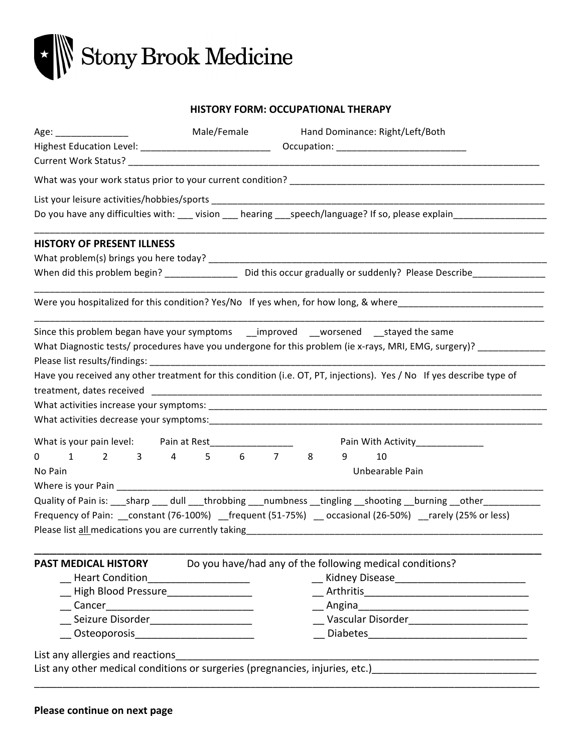Stony Brook Medicine

## HISTORY FORM: OCCUPATIONAL THERAPY

Age: ______________ Male/Female Hand Dominance: Right/Left/Both

Highest Education Level: _________________________ Occupation: _________________________

Current Work Status? ____________________________________________________________________________________

What was your work status prior to your current condition? ____________________________________________________

List your leisure activities/hobbies/sports ___________________________________________________________________

Do you have any difficulties with: ___ vision ___ hearing ___speech/language? If so, please explain__________________

______________________________________________________________________________________________________

### HISTORY OF PRESENT ILLNESS

What problem(s) brings you here today? _____________________________________________________________________

When did this problem begin? ______________ Did this occur gradually or suddenly? Please Describe______________

______________________________________________________________________________________________________

Were you hospitalized for this condition? Yes/No If yes when, for how long, & where____________________________

______________________________________________________________________________________________________

Since this problem began have your symptoms __improved __worsened __stayed the same

What Diagnostic tests/ procedures have you undergone for this problem (ie x-rays, MRI, EMG, surgery)? _____________

Please list results/findings: _________________________________________________________________________________

Have you received any other treatment for this condition (i.e. OT, PT, injections). Yes / No If yes describe type of treatment, dates received ________________________________________________________________________________

What activities increase your symptoms: ____________________________________________________________________

What activities decrease your symptoms:____________________________________________________________________

What is your pain level: Pain at Rest________________ Pain With Activity_____________

0 1 2 3 4 5 6 7 8 9 10

No Pain Unbearable Pain

Where is your Pain ______________________________________________________________________________________

Quality of Pain is: ___sharp ___ dull ___throbbing ___numbness __tingling __shooting __burning __other___________

Frequency of Pain: __constant (76-100%) __frequent (51-75%) __ occasional (26-50%) __rarely (25% or less)

Please list <u>all</u> medications you are currently taking_______________________________________________________________

### PAST MEDICAL HISTORY

Do you have/had any of the following medical conditions?

- __ Heart Condition__________________
- __ High Blood Pressure_______________
- __ Cancer__________________________
- __ Seizure Disorder__________________
- __ Osteoporosis_____________________
- __ Kidney Disease_______________________
- __ Arthritis____________________________
- __ Angina_____________________________
- __ Vascular Disorder_____________________
- __ Diabetes____________________________

List any allergies and reactions_______________________________________________________________________

List any other medical conditions or surgeries (pregnancies, injuries, etc.)_____________________________

______________________________________________________________________________________________________

**Please continue on next page**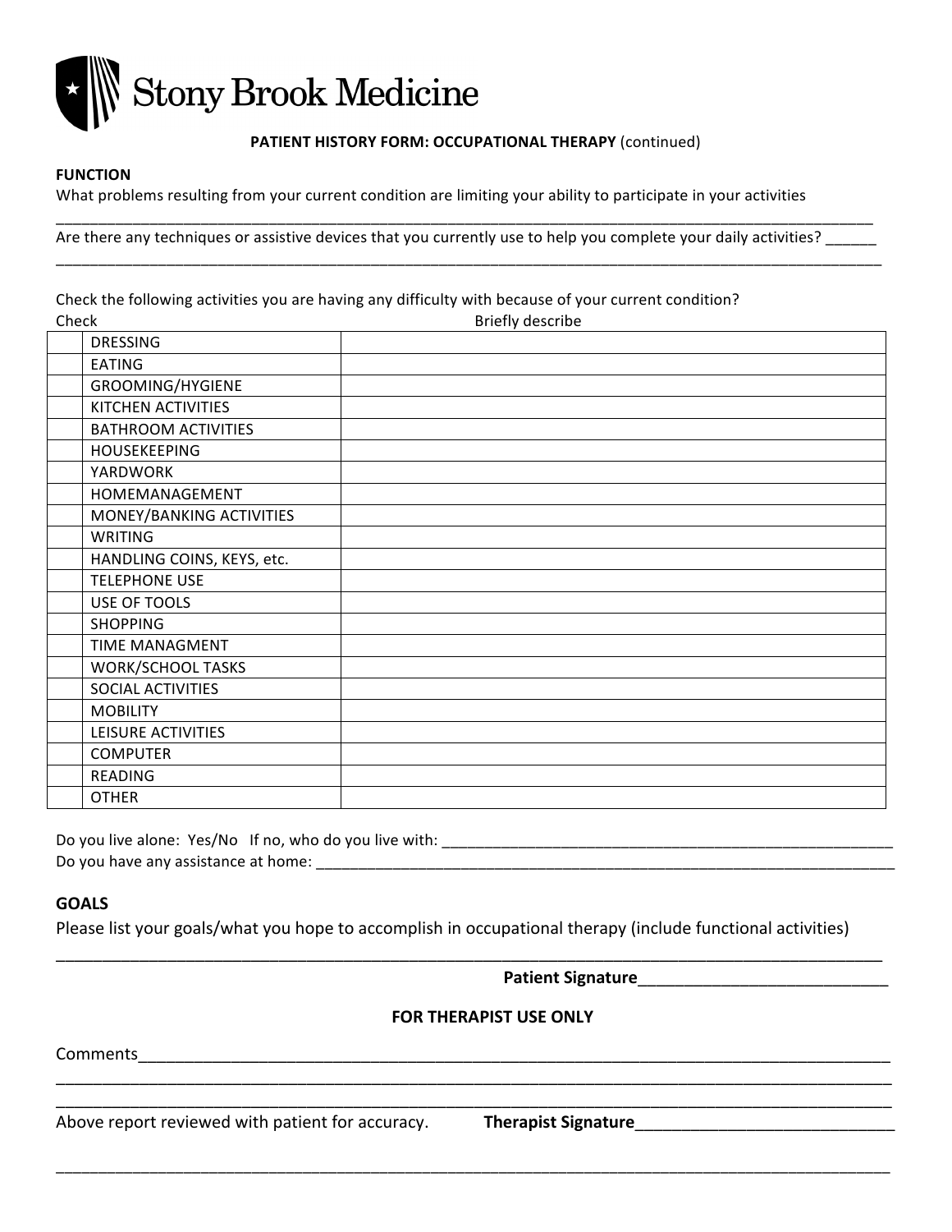Stony Brook Medicine

**PATIENT HISTORY FORM: OCCUPATIONAL THERAPY** (continued)

**FUNCTION**

What problems resulting from your current condition are limiting your ability to participate in your activities

_______________________________________________________________________________________________

Are there any techniques or assistive devices that you currently use to help you complete your daily activities? ______

_______________________________________________________________________________________________

Check the following activities you are having any difficulty with because of your current condition?

| Check | | Briefly describe |
|---|---|---|
| | DRESSING | |
| | EATING | |
| | GROOMING/HYGIENE | |
| | KITCHEN ACTIVITIES | |
| | BATHROOM ACTIVITIES | |
| | HOUSEKEEPING | |
| | YARDWORK | |
| | HOMEMANAGEMENT | |
| | MONEY/BANKING ACTIVITIES | |
| | WRITING | |
| | HANDLING COINS, KEYS, etc. | |
| | TELEPHONE USE | |
| | USE OF TOOLS | |
| | SHOPPING | |
| | TIME MANAGMENT | |
| | WORK/SCHOOL TASKS | |
| | SOCIAL ACTIVITIES | |
| | MOBILITY | |
| | LEISURE ACTIVITIES | |
| | COMPUTER | |
| | READING | |
| | OTHER | |

Do you live alone: Yes/No If no, who do you live with: ________________________________________________

Do you have any assistance at home: ________________________________________________________________

## GOALS

Please list your goals/what you hope to accomplish in occupational therapy (include functional activities)

_______________________________________________________________________________________________

**Patient Signature**___________________________

**FOR THERAPIST USE ONLY**

Comments_______________________________________________________________________________

_______________________________________________________________________________________________

_______________________________________________________________________________________________

Above report reviewed with patient for accuracy. **Therapist Signature**___________________________

_______________________________________________________________________________________________